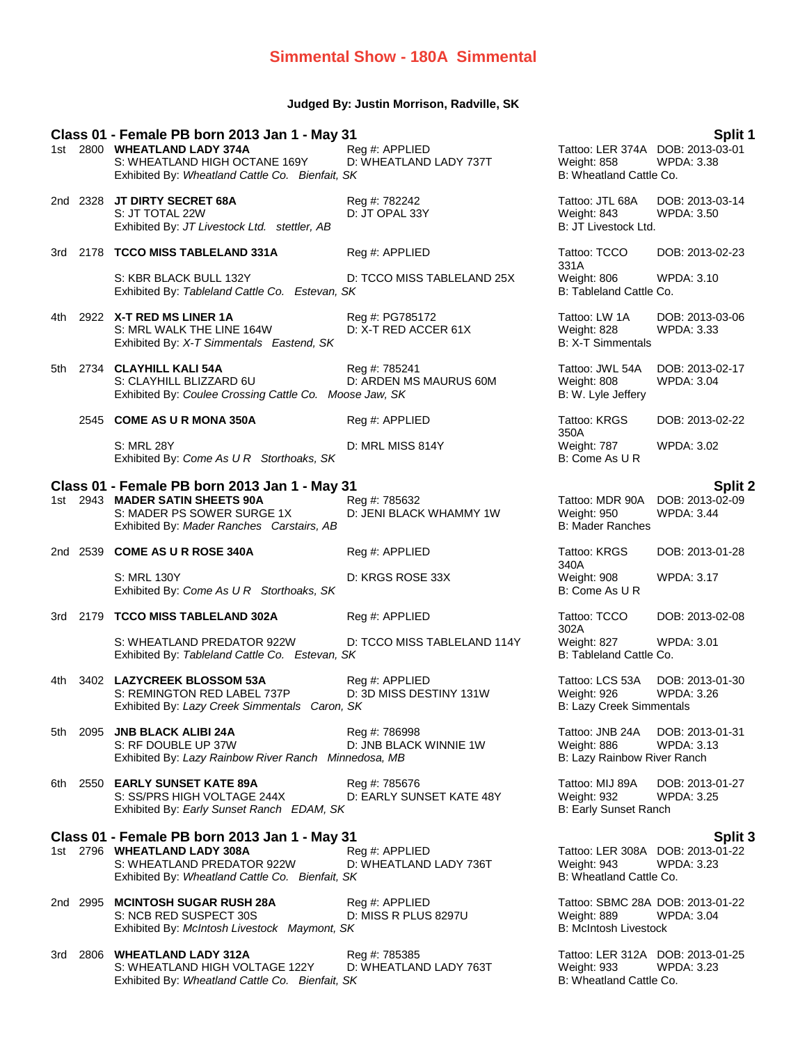# Simmental Show - 180A Simmental

**Judged By: Justin Morrison, Radville, SK**

## Class 01 - Female PB born 2013 Jan 1 - May 31 — Split 1

1st 2800 **WHEATLAND LADY 374A** Reg #: APPLIED Tattoo: LER 374A DOB: 2013-03-01
S: WHEATLAND HIGH OCTANE 169Y D: WHEATLAND LADY 737T Weight: 858 WPDA: 3.38
Exhibited By: *Wheatland Cattle Co. Bienfait, SK* B: Wheatland Cattle Co.

2nd 2328 **JT DIRTY SECRET 68A** Reg #: 782242 Tattoo: JTL 68A DOB: 2013-03-14
S: JT TOTAL 22W D: JT OPAL 33Y Weight: 843 WPDA: 3.50
Exhibited By: *JT Livestock Ltd. stettler, AB* B: JT Livestock Ltd.

3rd 2178 **TCCO MISS TABLELAND 331A** Reg #: APPLIED Tattoo: TCCO 331A DOB: 2013-02-23
S: KBR BLACK BULL 132Y D: TCCO MISS TABLELAND 25X Weight: 806 WPDA: 3.10
Exhibited By: *Tableland Cattle Co. Estevan, SK* B: Tableland Cattle Co.

4th 2922 **X-T RED MS LINER 1A** Reg #: PG785172 Tattoo: LW 1A DOB: 2013-03-06
S: MRL WALK THE LINE 164W D: X-T RED ACCER 61X Weight: 828 WPDA: 3.33
Exhibited By: *X-T Simmentals Eastend, SK* B: X-T Simmentals

5th 2734 **CLAYHILL KALI 54A** Reg #: 785241 Tattoo: JWL 54A DOB: 2013-02-17
S: CLAYHILL BLIZZARD 6U D: ARDEN MS MAURUS 60M Weight: 808 WPDA: 3.04
Exhibited By: *Coulee Crossing Cattle Co. Moose Jaw, SK* B: W. Lyle Jeffery

2545 **COME AS U R MONA 350A** Reg #: APPLIED Tattoo: KRGS 350A DOB: 2013-02-22
S: MRL 28Y D: MRL MISS 814Y Weight: 787 WPDA: 3.02
Exhibited By: *Come As U R Storthoaks, SK* B: Come As U R

## Class 01 - Female PB born 2013 Jan 1 - May 31 — Split 2

1st 2943 **MADER SATIN SHEETS 90A** Reg #: 785632 Tattoo: MDR 90A DOB: 2013-02-09
S: MADER PS SOWER SURGE 1X D: JENI BLACK WHAMMY 1W Weight: 950 WPDA: 3.44
Exhibited By: *Mader Ranches Carstairs, AB* B: Mader Ranches

2nd 2539 **COME AS U R ROSE 340A** Reg #: APPLIED Tattoo: KRGS 340A DOB: 2013-01-28
S: MRL 130Y D: KRGS ROSE 33X Weight: 908 WPDA: 3.17
Exhibited By: *Come As U R Storthoaks, SK* B: Come As U R

3rd 2179 **TCCO MISS TABLELAND 302A** Reg #: APPLIED Tattoo: TCCO 302A DOB: 2013-02-08
S: WHEATLAND PREDATOR 922W D: TCCO MISS TABLELAND 114Y Weight: 827 WPDA: 3.01
Exhibited By: *Tableland Cattle Co. Estevan, SK* B: Tableland Cattle Co.

4th 3402 **LAZYCREEK BLOSSOM 53A** Reg #: APPLIED Tattoo: LCS 53A DOB: 2013-01-30
S: REMINGTON RED LABEL 737P D: 3D MISS DESTINY 131W Weight: 926 WPDA: 3.26
Exhibited By: *Lazy Creek Simmentals Caron, SK* B: Lazy Creek Simmentals

5th 2095 **JNB BLACK ALIBI 24A** Reg #: 786998 Tattoo: JNB 24A DOB: 2013-01-31
S: RF DOUBLE UP 37W D: JNB BLACK WINNIE 1W Weight: 886 WPDA: 3.13
Exhibited By: *Lazy Rainbow River Ranch Minnedosa, MB* B: Lazy Rainbow River Ranch

6th 2550 **EARLY SUNSET KATE 89A** Reg #: 785676 Tattoo: MIJ 89A DOB: 2013-01-27
S: SS/PRS HIGH VOLTAGE 244X D: EARLY SUNSET KATE 48Y Weight: 932 WPDA: 3.25
Exhibited By: *Early Sunset Ranch EDAM, SK* B: Early Sunset Ranch

## Class 01 - Female PB born 2013 Jan 1 - May 31 — Split 3

1st 2796 **WHEATLAND LADY 308A** Reg #: APPLIED Tattoo: LER 308A DOB: 2013-01-22
S: WHEATLAND PREDATOR 922W D: WHEATLAND LADY 736T Weight: 943 WPDA: 3.23
Exhibited By: *Wheatland Cattle Co. Bienfait, SK* B: Wheatland Cattle Co.

2nd 2995 **MCINTOSH SUGAR RUSH 28A** Reg #: APPLIED Tattoo: SBMC 28A DOB: 2013-01-22
S: NCB RED SUSPECT 30S D: MISS R PLUS 8297U Weight: 889 WPDA: 3.04
Exhibited By: *McIntosh Livestock Maymont, SK* B: McIntosh Livestock

3rd 2806 **WHEATLAND LADY 312A** Reg #: 785385 Tattoo: LER 312A DOB: 2013-01-25
S: WHEATLAND HIGH VOLTAGE 122Y D: WHEATLAND LADY 763T Weight: 933 WPDA: 3.23
Exhibited By: *Wheatland Cattle Co. Bienfait, SK* B: Wheatland Cattle Co.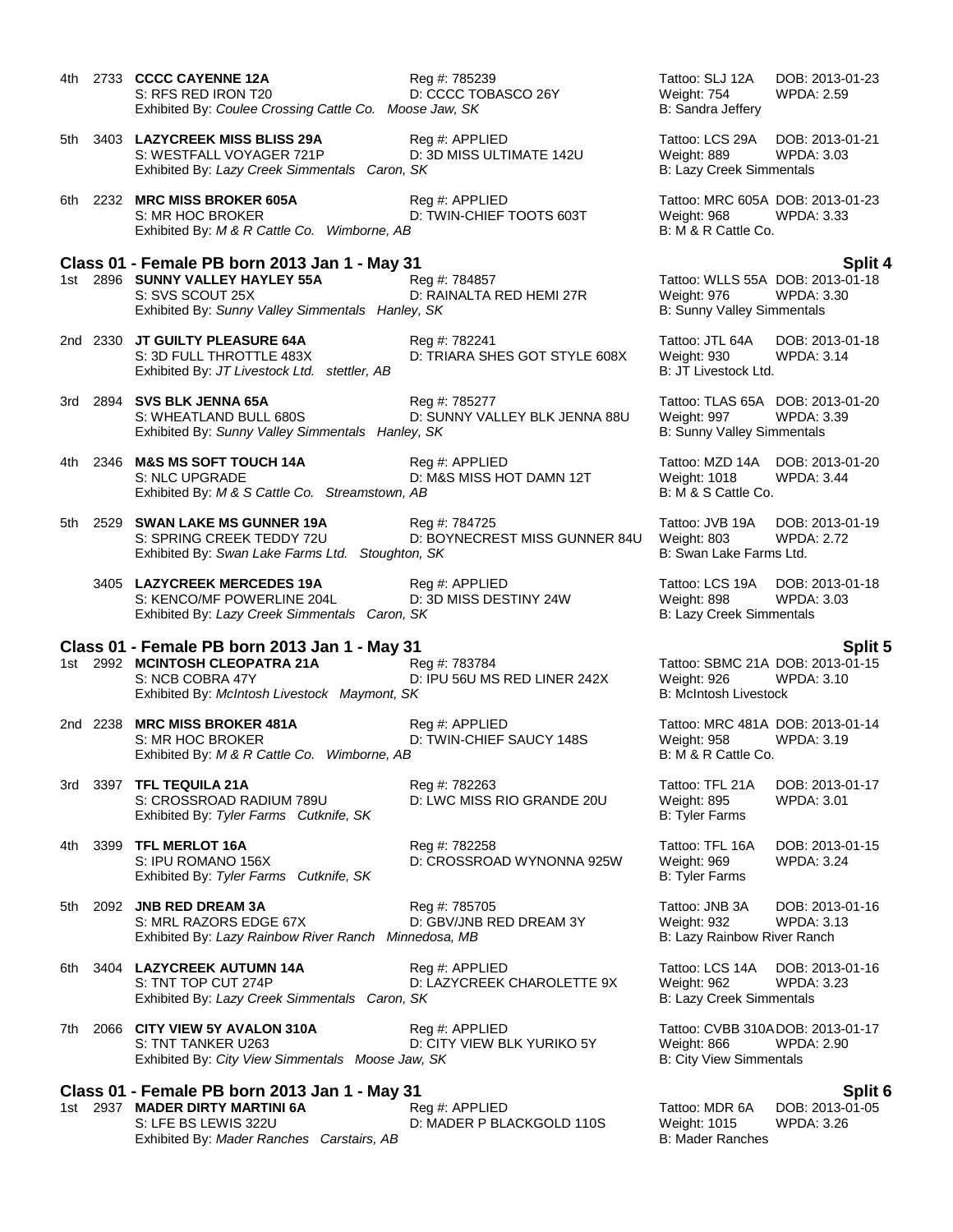4th 2733 **CCCC CAYENNE 12A** Reg #: 785239 Tattoo: SLJ 12A DOB: 2013-01-23
S: RFS RED IRON T20 D: CCCC TOBASCO 26Y Weight: 754 WPDA: 2.59
Exhibited By: *Coulee Crossing Cattle Co. Moose Jaw, SK* B: Sandra Jeffery

5th 3403 **LAZYCREEK MISS BLISS 29A** Reg #: APPLIED Tattoo: LCS 29A DOB: 2013-01-21
S: WESTFALL VOYAGER 721P D: 3D MISS ULTIMATE 142U Weight: 889 WPDA: 3.03
Exhibited By: *Lazy Creek Simmentals Caron, SK* B: Lazy Creek Simmentals

6th 2232 **MRC MISS BROKER 605A** Reg #: APPLIED Tattoo: MRC 605A DOB: 2013-01-23
S: MR HOC BROKER D: TWIN-CHIEF TOOTS 603T Weight: 968 WPDA: 3.33
Exhibited By: *M & R Cattle Co. Wimborne, AB* B: M & R Cattle Co.

## Class 01 - Female PB born 2013 Jan 1 - May 31 — Split 4

1st 2896 **SUNNY VALLEY HAYLEY 55A** Reg #: 784857 Tattoo: WLLS 55A DOB: 2013-01-18
S: SVS SCOUT 25X D: RAINALTA RED HEMI 27R Weight: 976 WPDA: 3.30
Exhibited By: *Sunny Valley Simmentals Hanley, SK* B: Sunny Valley Simmentals

2nd 2330 **JT GUILTY PLEASURE 64A** Reg #: 782241 Tattoo: JTL 64A DOB: 2013-01-18
S: 3D FULL THROTTLE 483X D: TRIARA SHES GOT STYLE 608X Weight: 930 WPDA: 3.14
Exhibited By: *JT Livestock Ltd. stettler, AB* B: JT Livestock Ltd.

3rd 2894 **SVS BLK JENNA 65A** Reg #: 785277 Tattoo: TLAS 65A DOB: 2013-01-20
S: WHEATLAND BULL 680S D: SUNNY VALLEY BLK JENNA 88U Weight: 997 WPDA: 3.39
Exhibited By: *Sunny Valley Simmentals Hanley, SK* B: Sunny Valley Simmentals

4th 2346 **M&S MS SOFT TOUCH 14A** Reg #: APPLIED Tattoo: MZD 14A DOB: 2013-01-20
S: NLC UPGRADE D: M&S MISS HOT DAMN 12T Weight: 1018 WPDA: 3.44
Exhibited By: *M & S Cattle Co. Streamstown, AB* B: M & S Cattle Co.

5th 2529 **SWAN LAKE MS GUNNER 19A** Reg #: 784725 Tattoo: JVB 19A DOB: 2013-01-19
S: SPRING CREEK TEDDY 72U D: BOYNECREST MISS GUNNER 84U Weight: 803 WPDA: 2.72
Exhibited By: *Swan Lake Farms Ltd. Stoughton, SK* B: Swan Lake Farms Ltd.

3405 **LAZYCREEK MERCEDES 19A** Reg #: APPLIED Tattoo: LCS 19A DOB: 2013-01-18
S: KENCO/MF POWERLINE 204L D: 3D MISS DESTINY 24W Weight: 898 WPDA: 3.03
Exhibited By: *Lazy Creek Simmentals Caron, SK* B: Lazy Creek Simmentals

## Class 01 - Female PB born 2013 Jan 1 - May 31 — Split 5

1st 2992 **MCINTOSH CLEOPATRA 21A** Reg #: 783784 Tattoo: SBMC 21A DOB: 2013-01-15
S: NCB COBRA 47Y D: IPU 56U MS RED LINER 242X Weight: 926 WPDA: 3.10
Exhibited By: *McIntosh Livestock Maymont, SK* B: McIntosh Livestock

2nd 2238 **MRC MISS BROKER 481A** Reg #: APPLIED Tattoo: MRC 481A DOB: 2013-01-14
S: MR HOC BROKER D: TWIN-CHIEF SAUCY 148S Weight: 958 WPDA: 3.19
Exhibited By: *M & R Cattle Co. Wimborne, AB* B: M & R Cattle Co.

3rd 3397 **TFL TEQUILA 21A** Reg #: 782263 Tattoo: TFL 21A DOB: 2013-01-17
S: CROSSROAD RADIUM 789U D: LWC MISS RIO GRANDE 20U Weight: 895 WPDA: 3.01
Exhibited By: *Tyler Farms Cutknife, SK* B: Tyler Farms

4th 3399 **TFL MERLOT 16A** Reg #: 782258 Tattoo: TFL 16A DOB: 2013-01-15
S: IPU ROMANO 156X D: CROSSROAD WYNONNA 925W Weight: 969 WPDA: 3.24
Exhibited By: *Tyler Farms Cutknife, SK* B: Tyler Farms

5th 2092 **JNB RED DREAM 3A** Reg #: 785705 Tattoo: JNB 3A DOB: 2013-01-16
S: MRL RAZORS EDGE 67X D: GBV/JNB RED DREAM 3Y Weight: 932 WPDA: 3.13
Exhibited By: *Lazy Rainbow River Ranch Minnedosa, MB* B: Lazy Rainbow River Ranch

6th 3404 **LAZYCREEK AUTUMN 14A** Reg #: APPLIED Tattoo: LCS 14A DOB: 2013-01-16
S: TNT TOP CUT 274P D: LAZYCREEK CHAROLETTE 9X Weight: 962 WPDA: 3.23
Exhibited By: *Lazy Creek Simmentals Caron, SK* B: Lazy Creek Simmentals

7th 2066 **CITY VIEW 5Y AVALON 310A** Reg #: APPLIED Tattoo: CVBB 310A DOB: 2013-01-17
S: TNT TANKER U263 D: CITY VIEW BLK YURIKO 5Y Weight: 866 WPDA: 2.90
Exhibited By: *City View Simmentals Moose Jaw, SK* B: City View Simmentals

## Class 01 - Female PB born 2013 Jan 1 - May 31 — Split 6

1st 2937 **MADER DIRTY MARTINI 6A** Reg #: APPLIED Tattoo: MDR 6A DOB: 2013-01-05
S: LFE BS LEWIS 322U D: MADER P BLACKGOLD 110S Weight: 1015 WPDA: 3.26
Exhibited By: *Mader Ranches Carstairs, AB* B: Mader Ranches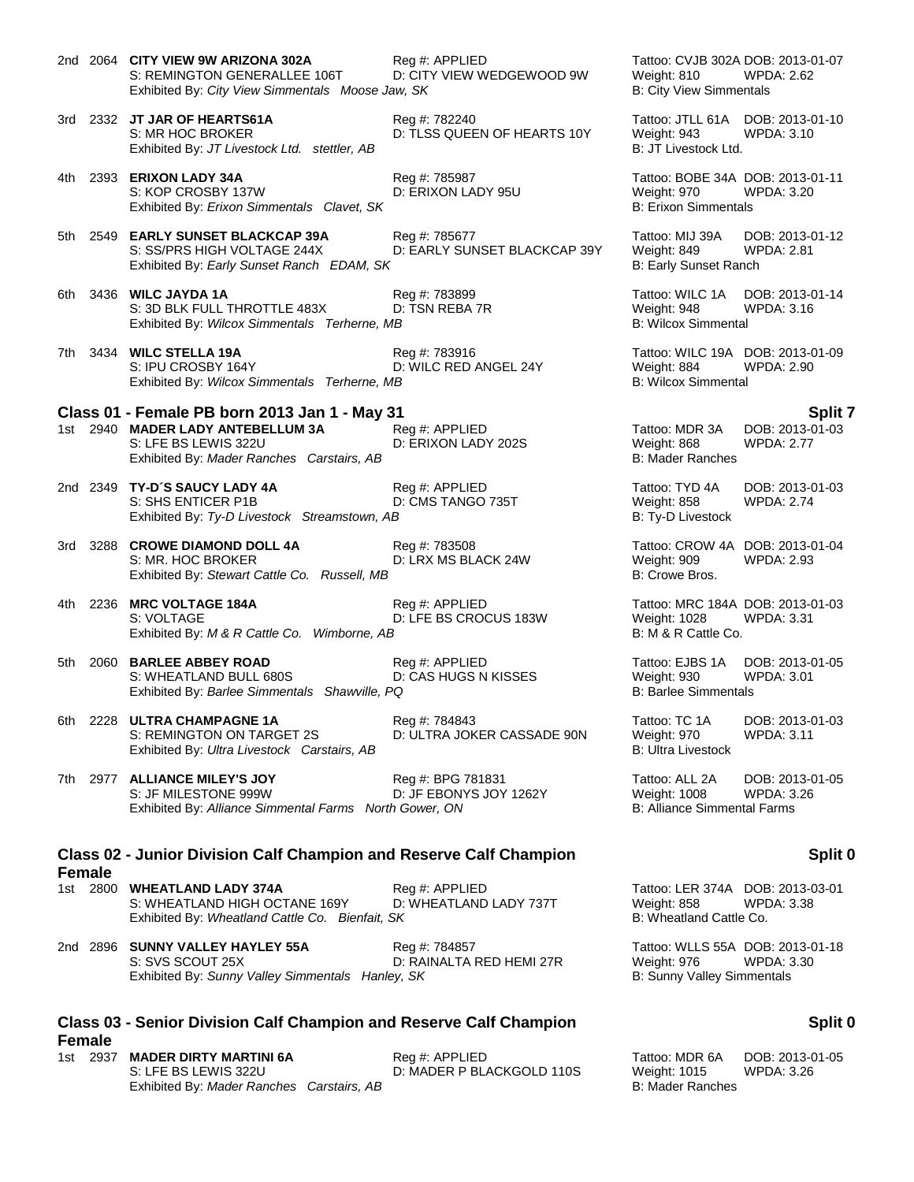2nd 2064 **CITY VIEW 9W ARIZONA 302A** Reg #: APPLIED Tattoo: CVJB 302A DOB: 2013-01-07
S: REMINGTON GENERALLEE 106T D: CITY VIEW WEDGEWOOD 9W Weight: 810 WPDA: 2.62
Exhibited By: *City View Simmentals Moose Jaw, SK* B: City View Simmentals

3rd 2332 **JT JAR OF HEARTS61A** Reg #: 782240 Tattoo: JTLL 61A DOB: 2013-01-10
S: MR HOC BROKER D: TLSS QUEEN OF HEARTS 10Y Weight: 943 WPDA: 3.10
Exhibited By: *JT Livestock Ltd. stettler, AB* B: JT Livestock Ltd.

4th 2393 **ERIXON LADY 34A** Reg #: 785987 Tattoo: BOBE 34A DOB: 2013-01-11
S: KOP CROSBY 137W D: ERIXON LADY 95U Weight: 970 WPDA: 3.20
Exhibited By: *Erixon Simmentals Clavet, SK* B: Erixon Simmentals

5th 2549 **EARLY SUNSET BLACKCAP 39A** Reg #: 785677 Tattoo: MIJ 39A DOB: 2013-01-12
S: SS/PRS HIGH VOLTAGE 244X D: EARLY SUNSET BLACKCAP 39Y Weight: 849 WPDA: 2.81
Exhibited By: *Early Sunset Ranch EDAM, SK* B: Early Sunset Ranch

6th 3436 **WILC JAYDA 1A** Reg #: 783899 Tattoo: WILC 1A DOB: 2013-01-14
S: 3D BLK FULL THROTTLE 483X D: TSN REBA 7R Weight: 948 WPDA: 3.16
Exhibited By: *Wilcox Simmentals Terherne, MB* B: Wilcox Simmental

7th 3434 **WILC STELLA 19A** Reg #: 783916 Tattoo: WILC 19A DOB: 2013-01-09
S: IPU CROSBY 164Y D: WILC RED ANGEL 24Y Weight: 884 WPDA: 2.90
Exhibited By: *Wilcox Simmentals Terherne, MB* B: Wilcox Simmental

## Class 01 - Female PB born 2013 Jan 1 - May 31 — Split 7

1st 2940 **MADER LADY ANTEBELLUM 3A** Reg #: APPLIED Tattoo: MDR 3A DOB: 2013-01-03
S: LFE BS LEWIS 322U D: ERIXON LADY 202S Weight: 868 WPDA: 2.77
Exhibited By: *Mader Ranches Carstairs, AB* B: Mader Ranches

2nd 2349 **TY-D´S SAUCY LADY 4A** Reg #: APPLIED Tattoo: TYD 4A DOB: 2013-01-03
S: SHS ENTICER P1B D: CMS TANGO 735T Weight: 858 WPDA: 2.74
Exhibited By: *Ty-D Livestock Streamstown, AB* B: Ty-D Livestock

3rd 3288 **CROWE DIAMOND DOLL 4A** Reg #: 783508 Tattoo: CROW 4A DOB: 2013-01-04
S: MR. HOC BROKER D: LRX MS BLACK 24W Weight: 909 WPDA: 2.93
Exhibited By: *Stewart Cattle Co. Russell, MB* B: Crowe Bros.

4th 2236 **MRC VOLTAGE 184A** Reg #: APPLIED Tattoo: MRC 184A DOB: 2013-01-03
S: VOLTAGE D: LFE BS CROCUS 183W Weight: 1028 WPDA: 3.31
Exhibited By: *M & R Cattle Co. Wimborne, AB* B: M & R Cattle Co.

5th 2060 **BARLEE ABBEY ROAD** Reg #: APPLIED Tattoo: EJBS 1A DOB: 2013-01-05
S: WHEATLAND BULL 680S D: CAS HUGS N KISSES Weight: 930 WPDA: 3.01
Exhibited By: *Barlee Simmentals Shawville, PQ* B: Barlee Simmentals

6th 2228 **ULTRA CHAMPAGNE 1A** Reg #: 784843 Tattoo: TC 1A DOB: 2013-01-03
S: REMINGTON ON TARGET 2S D: ULTRA JOKER CASSADE 90N Weight: 970 WPDA: 3.11
Exhibited By: *Ultra Livestock Carstairs, AB* B: Ultra Livestock

7th 2977 **ALLIANCE MILEY'S JOY** Reg #: BPG 781831 Tattoo: ALL 2A DOB: 2013-01-05
S: JF MILESTONE 999W D: JF EBONYS JOY 1262Y Weight: 1008 WPDA: 3.26
Exhibited By: *Alliance Simmental Farms North Gower, ON* B: Alliance Simmental Farms

## Class 02 - Junior Division Calf Champion and Reserve Calf Champion Female — Split 0

1st 2800 **WHEATLAND LADY 374A** Reg #: APPLIED Tattoo: LER 374A DOB: 2013-03-01
S: WHEATLAND HIGH OCTANE 169Y D: WHEATLAND LADY 737T Weight: 858 WPDA: 3.38
Exhibited By: *Wheatland Cattle Co. Bienfait, SK* B: Wheatland Cattle Co.

2nd 2896 **SUNNY VALLEY HAYLEY 55A** Reg #: 784857 Tattoo: WLLS 55A DOB: 2013-01-18
S: SVS SCOUT 25X D: RAINALTA RED HEMI 27R Weight: 976 WPDA: 3.30
Exhibited By: *Sunny Valley Simmentals Hanley, SK* B: Sunny Valley Simmentals

## Class 03 - Senior Division Calf Champion and Reserve Calf Champion Female — Split 0

1st 2937 **MADER DIRTY MARTINI 6A** Reg #: APPLIED Tattoo: MDR 6A DOB: 2013-01-05
S: LFE BS LEWIS 322U D: MADER P BLACKGOLD 110S Weight: 1015 WPDA: 3.26
Exhibited By: *Mader Ranches Carstairs, AB* B: Mader Ranches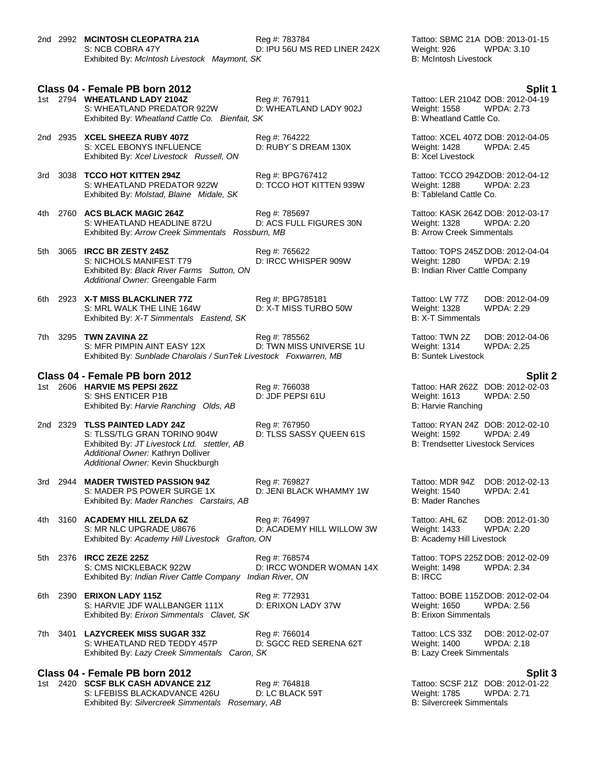2nd 2992 **MCINTOSH CLEOPATRA 21A** Reg #: 783784 Tattoo: SBMC 21A DOB: 2013-01-15
S: NCB COBRA 47Y D: IPU 56U MS RED LINER 242X Weight: 926 WPDA: 3.10
Exhibited By: *McIntosh Livestock Maymont, SK* B: McIntosh Livestock

### Class 04 - Female PB born 2012 — Split 1

1st 2794 **WHEATLAND LADY 2104Z** Reg #: 767911 Tattoo: LER 2104Z DOB: 2012-04-19
S: WHEATLAND PREDATOR 922W D: WHEATLAND LADY 902J Weight: 1558 WPDA: 2.73
Exhibited By: *Wheatland Cattle Co. Bienfait, SK* B: Wheatland Cattle Co.

2nd 2935 **XCEL SHEEZA RUBY 407Z** Reg #: 764222 Tattoo: XCEL 407Z DOB: 2012-04-05
S: XCEL EBONYS INFLUENCE D: RUBY´S DREAM 130X Weight: 1428 WPDA: 2.45
Exhibited By: *Xcel Livestock Russell, ON* B: Xcel Livestock

3rd 3038 **TCCO HOT KITTEN 294Z** Reg #: BPG767412 Tattoo: TCCO 294Z DOB: 2012-04-12
S: WHEATLAND PREDATOR 922W D: TCCO HOT KITTEN 939W Weight: 1288 WPDA: 2.23
Exhibited By: *Molstad, Blaine Midale, SK* B: Tableland Cattle Co.

4th 2760 **ACS BLACK MAGIC 264Z** Reg #: 785697 Tattoo: KASK 264Z DOB: 2012-03-17
S: WHEATLAND HEADLINE 872U D: ACS FULL FIGURES 30N Weight: 1328 WPDA: 2.20
Exhibited By: *Arrow Creek Simmentals Rossburn, MB* B: Arrow Creek Simmentals

5th 3065 **IRCC BR ZESTY 245Z** Reg #: 765622 Tattoo: TOPS 245Z DOB: 2012-04-04
S: NICHOLS MANIFEST T79 D: IRCC WHISPER 909W Weight: 1280 WPDA: 2.19
Exhibited By: *Black River Farms Sutton, ON* B: Indian River Cattle Company
*Additional Owner:* Greengable Farm

6th 2923 **X-T MISS BLACKLINER 77Z** Reg #: BPG785181 Tattoo: LW 77Z DOB: 2012-04-09
S: MRL WALK THE LINE 164W D: X-T MISS TURBO 50W Weight: 1328 WPDA: 2.29
Exhibited By: *X-T Simmentals Eastend, SK* B: X-T Simmentals

7th 3295 **TWN ZAVINA 2Z** Reg #: 785562 Tattoo: TWN 2Z DOB: 2012-04-06
S: MFR PIMPIN AINT EASY 12X D: TWN MISS UNIVERSE 1U Weight: 1314 WPDA: 2.25
Exhibited By: *Sunblade Charolais / SunTek Livestock Foxwarren, MB* B: Suntek Livestock

### Class 04 - Female PB born 2012 — Split 2

1st 2606 **HARVIE MS PEPSI 262Z** Reg #: 766038 Tattoo: HAR 262Z DOB: 2012-02-03
S: SHS ENTICER P1B D: JDF PEPSI 61U Weight: 1613 WPDA: 2.50
Exhibited By: *Harvie Ranching Olds, AB* B: Harvie Ranching

2nd 2329 **TLSS PAINTED LADY 24Z** Reg #: 767950 Tattoo: RYAN 24Z DOB: 2012-02-10
S: TLSS/TLG GRAN TORINO 904W D: TLSS SASSY QUEEN 61S Weight: 1592 WPDA: 2.49
Exhibited By: *JT Livestock Ltd. stettler, AB* B: Trendsetter Livestock Services
*Additional Owner:* Kathryn Dolliver
*Additional Owner:* Kevin Shuckburgh

3rd 2944 **MADER TWISTED PASSION 94Z** Reg #: 769827 Tattoo: MDR 94Z DOB: 2012-02-13
S: MADER PS POWER SURGE 1X D: JENI BLACK WHAMMY 1W Weight: 1540 WPDA: 2.41
Exhibited By: *Mader Ranches Carstairs, AB* B: Mader Ranches

4th 3160 **ACADEMY HILL ZELDA 6Z** Reg #: 764997 Tattoo: AHL 6Z DOB: 2012-01-30
S: MR NLC UPGRADE U8676 D: ACADEMY HILL WILLOW 3W Weight: 1433 WPDA: 2.20
Exhibited By: *Academy Hill Livestock Grafton, ON* B: Academy Hill Livestock

5th 2376 **IRCC ZEZE 225Z** Reg #: 768574 Tattoo: TOPS 225Z DOB: 2012-02-09
S: CMS NICKLEBACK 922W D: IRCC WONDER WOMAN 14X Weight: 1498 WPDA: 2.34
Exhibited By: *Indian River Cattle Company Indian River, ON* B: IRCC

6th 2390 **ERIXON LADY 115Z** Reg #: 772931 Tattoo: BOBE 115Z DOB: 2012-02-04
S: HARVIE JDF WALLBANGER 111X D: ERIXON LADY 37W Weight: 1650 WPDA: 2.56
Exhibited By: *Erixon Simmentals Clavet, SK* B: Erixon Simmentals

7th 3401 **LAZYCREEK MISS SUGAR 33Z** Reg #: 766014 Tattoo: LCS 33Z DOB: 2012-02-07
S: WHEATLAND RED TEDDY 457P D: SGCC RED SERENA 62T Weight: 1400 WPDA: 2.18
Exhibited By: *Lazy Creek Simmentals Caron, SK* B: Lazy Creek Simmentals

### Class 04 - Female PB born 2012 — Split 3

1st 2420 **SCSF BLK CASH ADVANCE 21Z** Reg #: 764818 Tattoo: SCSF 21Z DOB: 2012-01-22
S: LFEBISS BLACKADVANCE 426U D: LC BLACK 59T Weight: 1785 WPDA: 2.71
Exhibited By: *Silvercreek Simmentals Rosemary, AB* B: Silvercreek Simmentals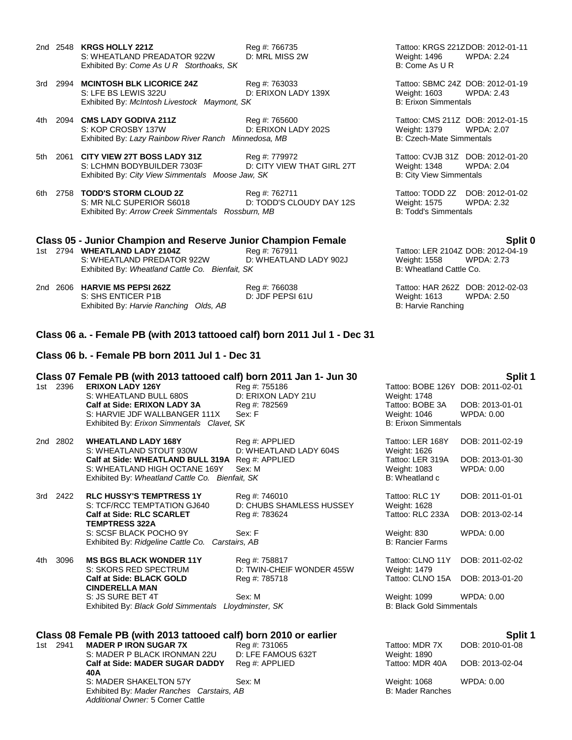2nd 2548 **KRGS HOLLY 221Z** Reg #: 766735 Tattoo: KRGS 221Z DOB: 2012-01-11
S: WHEATLAND PREADATOR 922W D: MRL MISS 2W Weight: 1496 WPDA: 2.24
Exhibited By: *Come As U R Storthoaks, SK* B: Come As U R

3rd 2994 **MCINTOSH BLK LICORICE 24Z** Reg #: 763033 Tattoo: SBMC 24Z DOB: 2012-01-19
S: LFE BS LEWIS 322U D: ERIXON LADY 139X Weight: 1603 WPDA: 2.43
Exhibited By: *McIntosh Livestock Maymont, SK* B: Erixon Simmentals

4th 2094 **CMS LADY GODIVA 211Z** Reg #: 765600 Tattoo: CMS 211Z DOB: 2012-01-15
S: KOP CROSBY 137W D: ERIXON LADY 202S Weight: 1379 WPDA: 2.07
Exhibited By: *Lazy Rainbow River Ranch Minnedosa, MB* B: Czech-Mate Simmentals

5th 2061 **CITY VIEW 27T BOSS LADY 31Z** Reg #: 779972 Tattoo: CVJB 31Z DOB: 2012-01-20
S: LCHMN BODYBUILDER 7303F D: CITY VIEW THAT GIRL 27T Weight: 1348 WPDA: 2.04
Exhibited By: *City View Simmentals Moose Jaw, SK* B: City View Simmentals

6th 2758 **TODD'S STORM CLOUD 2Z** Reg #: 762711 Tattoo: TODD 2Z DOB: 2012-01-02
S: MR NLC SUPERIOR S6018 D: TODD'S CLOUDY DAY 12S Weight: 1575 WPDA: 2.32
Exhibited By: *Arrow Creek Simmentals Rossburn, MB* B: Todd's Simmentals

## Class 05 - Junior Champion and Reserve Junior Champion Female — Split 0

1st 2794 **WHEATLAND LADY 2104Z** Reg #: 767911 Tattoo: LER 2104Z DOB: 2012-04-19
S: WHEATLAND PREDATOR 922W D: WHEATLAND LADY 902J Weight: 1558 WPDA: 2.73
Exhibited By: *Wheatland Cattle Co. Bienfait, SK* B: Wheatland Cattle Co.

2nd 2606 **HARVIE MS PEPSI 262Z** Reg #: 766038 Tattoo: HAR 262Z DOB: 2012-02-03
S: SHS ENTICER P1B D: JDF PEPSI 61U Weight: 1613 WPDA: 2.50
Exhibited By: *Harvie Ranching Olds, AB* B: Harvie Ranching

## Class 06 a. - Female PB (with 2013 tattooed calf) born 2011 Jul 1 - Dec 31

## Class 06 b. - Female PB born 2011 Jul 1 - Dec 31

## Class 07 Female PB (with 2013 tattooed calf) born 2011 Jan 1- Jun 30 — Split 1

1st 2396 **ERIXON LADY 126Y** Reg #: 755186 Tattoo: BOBE 126Y DOB: 2011-02-01
S: WHEATLAND BULL 680S D: ERIXON LADY 21U Weight: 1748
**Calf at Side: ERIXON LADY 3A** Reg #: 782569 Tattoo: BOBE 3A DOB: 2013-01-01
S: HARVIE JDF WALLBANGER 111X Sex: F Weight: 1046 WPDA: 0.00
Exhibited By: *Erixon Simmentals Clavet, SK* B: Erixon Simmentals

2nd 2802 **WHEATLAND LADY 168Y** Reg #: APPLIED Tattoo: LER 168Y DOB: 2011-02-19
S: WHEATLAND STOUT 930W D: WHEATLAND LADY 604S Weight: 1626
**Calf at Side: WHEATLAND BULL 319A** Reg #: APPLIED Tattoo: LER 319A DOB: 2013-01-30
S: WHEATLAND HIGH OCTANE 169Y Sex: M Weight: 1083 WPDA: 0.00
Exhibited By: *Wheatland Cattle Co. Bienfait, SK* B: Wheatland c

3rd 2422 **RLC HUSSY'S TEMPTRESS 1Y** Reg #: 746010 Tattoo: RLC 1Y DOB: 2011-01-01
S: TCF/RCC TEMPTATION GJ640 D: CHUBS SHAMLESS HUSSEY Weight: 1628
**Calf at Side: RLC SCARLET TEMPTRESS 322A** Reg #: 783624 Tattoo: RLC 233A DOB: 2013-02-14
S: SCSF BLACK POCHO 9Y Sex: F Weight: 830 WPDA: 0.00
Exhibited By: *Ridgeline Cattle Co. Carstairs, AB* B: Rancier Farms

4th 3096 **MS BGS BLACK WONDER 11Y** Reg #: 758817 Tattoo: CLNO 11Y DOB: 2011-02-02
S: SKORS RED SPECTRUM D: TWIN-CHEIF WONDER 455W Weight: 1479
**Calf at Side: BLACK GOLD CINDERELLA MAN** Reg #: 785718 Tattoo: CLNO 15A DOB: 2013-01-20
S: JS SURE BET 4T Sex: M Weight: 1099 WPDA: 0.00
Exhibited By: *Black Gold Simmentals Lloydminster, SK* B: Black Gold Simmentals

## Class 08 Female PB (with 2013 tattooed calf) born 2010 or earlier — Split 1

1st 2941 **MADER P IRON SUGAR 7X** Reg #: 731065 Tattoo: MDR 7X DOB: 2010-01-08
S: MADER P BLACK IRONMAN 22U D: LFE FAMOUS 632T Weight: 1890
**Calf at Side: MADER SUGAR DADDY 40A** Reg #: APPLIED Tattoo: MDR 40A DOB: 2013-02-04
S: MADER SHAKELTON 57Y Sex: M Weight: 1068 WPDA: 0.00
Exhibited By: *Mader Ranches Carstairs, AB* B: Mader Ranches
*Additional Owner:* 5 Corner Cattle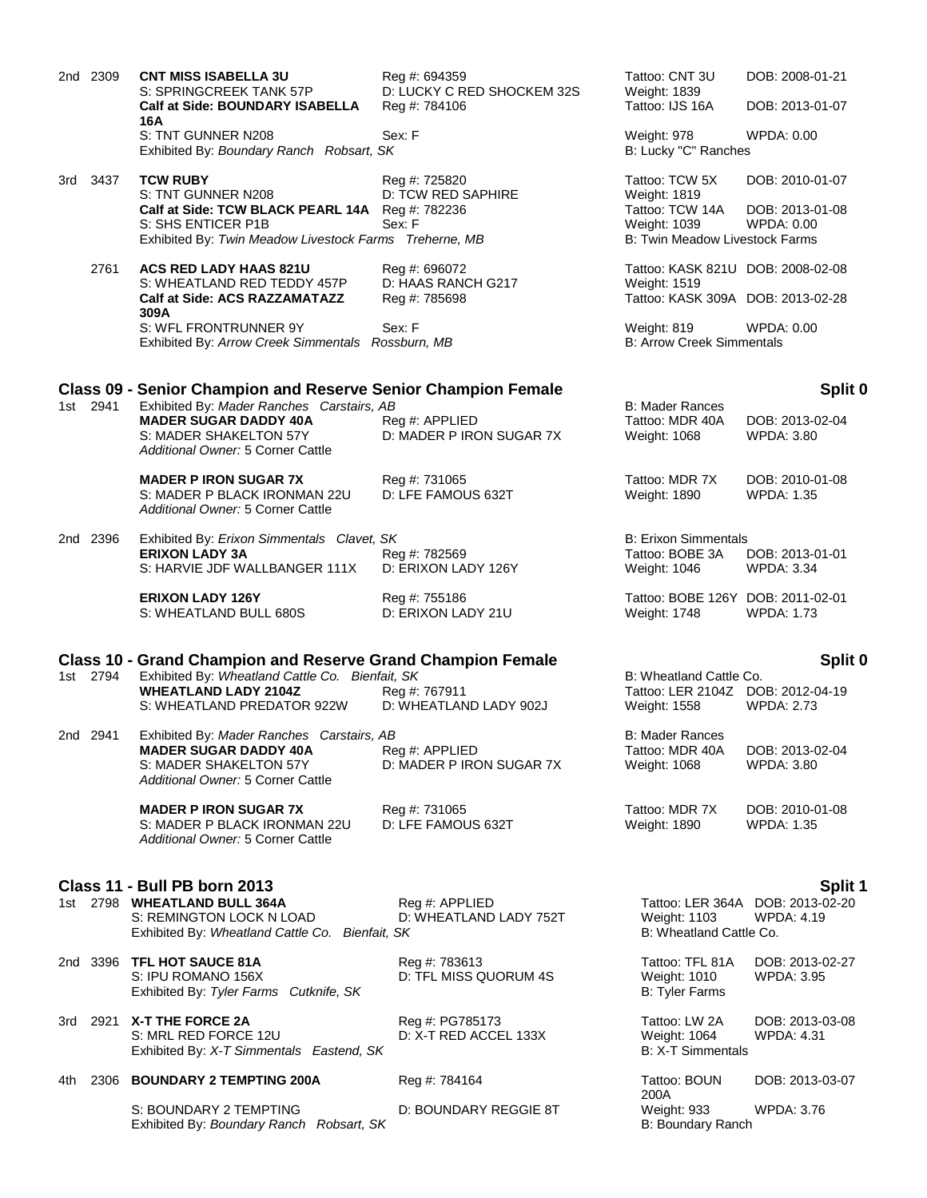2nd 2309 **CNT MISS ISABELLA 3U** Reg #: 694359 Tattoo: CNT 3U DOB: 2008-01-21
S: SPRINGCREEK TANK 57P D: LUCKY C RED SHOCKEM 32S Weight: 1839
**Calf at Side: BOUNDARY ISABELLA 16A** Reg #: 784106 Tattoo: IJS 16A DOB: 2013-01-07
S: TNT GUNNER N208 Sex: F Weight: 978 WPDA: 0.00
Exhibited By: *Boundary Ranch Robsart, SK* B: Lucky "C" Ranches

3rd 3437 **TCW RUBY** Reg #: 725820 Tattoo: TCW 5X DOB: 2010-01-07
S: TNT GUNNER N208 D: TCW RED SAPHIRE Weight: 1819
**Calf at Side: TCW BLACK PEARL 14A** Reg #: 782236 Tattoo: TCW 14A DOB: 2013-01-08
S: SHS ENTICER P1B Sex: F Weight: 1039 WPDA: 0.00
Exhibited By: *Twin Meadow Livestock Farms Treherne, MB* B: Twin Meadow Livestock Farms

2761 **ACS RED LADY HAAS 821U** Reg #: 696072 Tattoo: KASK 821U DOB: 2008-02-08
S: WHEATLAND RED TEDDY 457P D: HAAS RANCH G217 Weight: 1519
**Calf at Side: ACS RAZZAMATAZZ 309A** Reg #: 785698 Tattoo: KASK 309A DOB: 2013-02-28
S: WFL FRONTRUNNER 9Y Sex: F Weight: 819 WPDA: 0.00
Exhibited By: *Arrow Creek Simmentals Rossburn, MB* B: Arrow Creek Simmentals

## Class 09 - Senior Champion and Reserve Senior Champion Female — Split 0

1st 2941 Exhibited By: *Mader Ranches Carstairs, AB* B: Mader Rances
**MADER SUGAR DADDY 40A** Reg #: APPLIED Tattoo: MDR 40A DOB: 2013-02-04
S: MADER SHAKELTON 57Y D: MADER P IRON SUGAR 7X Weight: 1068 WPDA: 3.80
*Additional Owner:* 5 Corner Cattle

**MADER P IRON SUGAR 7X** Reg #: 731065 Tattoo: MDR 7X DOB: 2010-01-08
S: MADER P BLACK IRONMAN 22U D: LFE FAMOUS 632T Weight: 1890 WPDA: 1.35
*Additional Owner:* 5 Corner Cattle

2nd 2396 Exhibited By: *Erixon Simmentals Clavet, SK* B: Erixon Simmentals
**ERIXON LADY 3A** Reg #: 782569 Tattoo: BOBE 3A DOB: 2013-01-01
S: HARVIE JDF WALLBANGER 111X D: ERIXON LADY 126Y Weight: 1046 WPDA: 3.34

**ERIXON LADY 126Y** Reg #: 755186 Tattoo: BOBE 126Y DOB: 2011-02-01
S: WHEATLAND BULL 680S D: ERIXON LADY 21U Weight: 1748 WPDA: 1.73

## Class 10 - Grand Champion and Reserve Grand Champion Female — Split 0

1st 2794 Exhibited By: *Wheatland Cattle Co. Bienfait, SK* B: Wheatland Cattle Co.
**WHEATLAND LADY 2104Z** Reg #: 767911 Tattoo: LER 2104Z DOB: 2012-04-19
S: WHEATLAND PREDATOR 922W D: WHEATLAND LADY 902J Weight: 1558 WPDA: 2.73

2nd 2941 Exhibited By: *Mader Ranches Carstairs, AB* B: Mader Rances
**MADER SUGAR DADDY 40A** Reg #: APPLIED Tattoo: MDR 40A DOB: 2013-02-04
S: MADER SHAKELTON 57Y D: MADER P IRON SUGAR 7X Weight: 1068 WPDA: 3.80
*Additional Owner:* 5 Corner Cattle

**MADER P IRON SUGAR 7X** Reg #: 731065 Tattoo: MDR 7X DOB: 2010-01-08
S: MADER P BLACK IRONMAN 22U D: LFE FAMOUS 632T Weight: 1890 WPDA: 1.35
*Additional Owner:* 5 Corner Cattle

## Class 11 - Bull PB born 2013 — Split 1

1st 2798 **WHEATLAND BULL 364A** Reg #: APPLIED Tattoo: LER 364A DOB: 2013-02-20
S: REMINGTON LOCK N LOAD D: WHEATLAND LADY 752T Weight: 1103 WPDA: 4.19
Exhibited By: *Wheatland Cattle Co. Bienfait, SK* B: Wheatland Cattle Co.

2nd 3396 **TFL HOT SAUCE 81A** Reg #: 783613 Tattoo: TFL 81A DOB: 2013-02-27
S: IPU ROMANO 156X D: TFL MISS QUORUM 4S Weight: 1010 WPDA: 3.95
Exhibited By: *Tyler Farms Cutknife, SK* B: Tyler Farms

3rd 2921 **X-T THE FORCE 2A** Reg #: PG785173 Tattoo: LW 2A DOB: 2013-03-08
S: MRL RED FORCE 12U D: X-T RED ACCEL 133X Weight: 1064 WPDA: 4.31
Exhibited By: *X-T Simmentals Eastend, SK* B: X-T Simmentals

4th 2306 **BOUNDARY 2 TEMPTING 200A** Reg #: 784164 Tattoo: BOUN 200A DOB: 2013-03-07
S: BOUNDARY 2 TEMPTING D: BOUNDARY REGGIE 8T Weight: 933 WPDA: 3.76
Exhibited By: *Boundary Ranch Robsart, SK* B: Boundary Ranch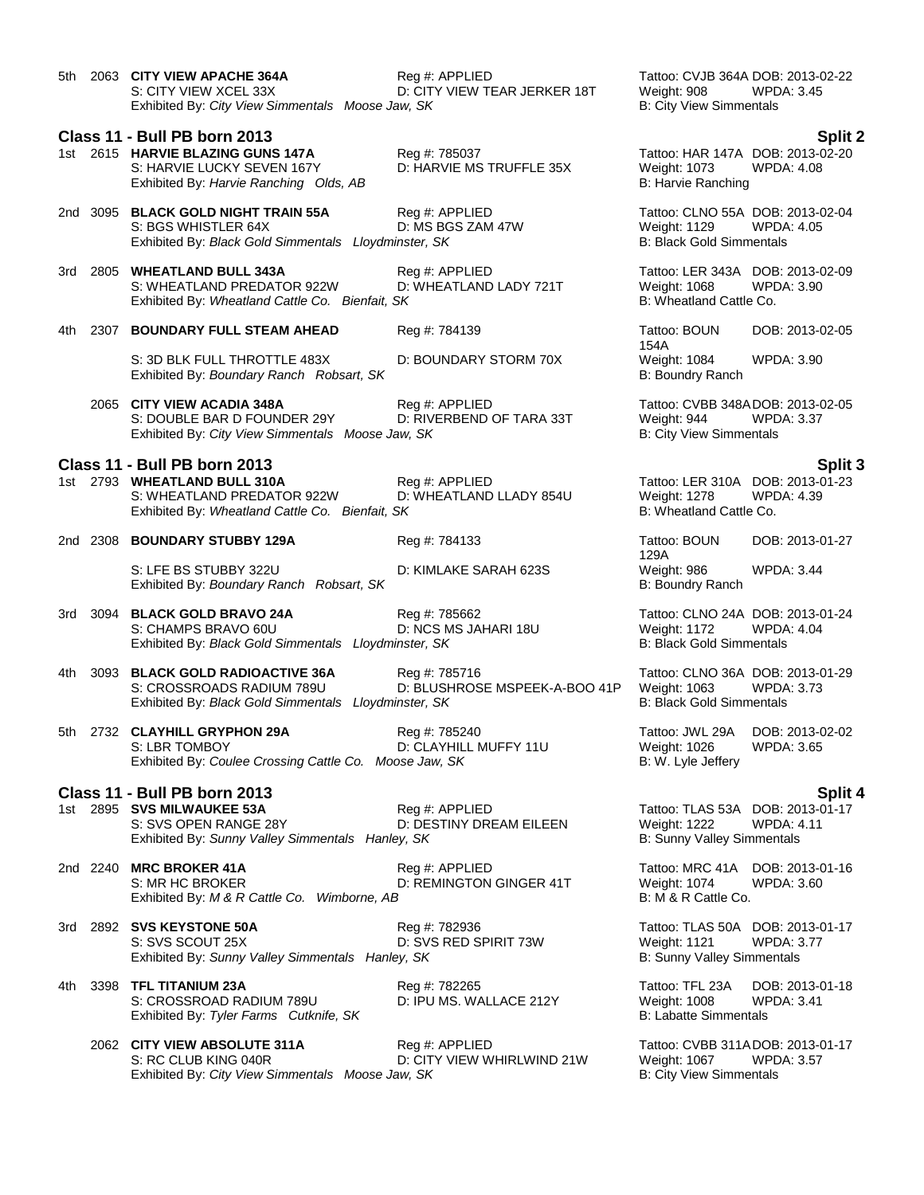5th 2063 **CITY VIEW APACHE 364A** Reg #: APPLIED Tattoo: CVJB 364A DOB: 2013-02-22
S: CITY VIEW XCEL 33X D: CITY VIEW TEAR JERKER 18T Weight: 908 WPDA: 3.45
Exhibited By: *City View Simmentals Moose Jaw, SK* B: City View Simmentals

## Class 11 - Bull PB born 2013 — Split 2

1st 2615 **HARVIE BLAZING GUNS 147A** Reg #: 785037 Tattoo: HAR 147A DOB: 2013-02-20
S: HARVIE LUCKY SEVEN 167Y D: HARVIE MS TRUFFLE 35X Weight: 1073 WPDA: 4.08
Exhibited By: *Harvie Ranching Olds, AB* B: Harvie Ranching

2nd 3095 **BLACK GOLD NIGHT TRAIN 55A** Reg #: APPLIED Tattoo: CLNO 55A DOB: 2013-02-04
S: BGS WHISTLER 64X D: MS BGS ZAM 47W Weight: 1129 WPDA: 4.05
Exhibited By: *Black Gold Simmentals Lloydminster, SK* B: Black Gold Simmentals

3rd 2805 **WHEATLAND BULL 343A** Reg #: APPLIED Tattoo: LER 343A DOB: 2013-02-09
S: WHEATLAND PREDATOR 922W D: WHEATLAND LADY 721T Weight: 1068 WPDA: 3.90
Exhibited By: *Wheatland Cattle Co. Bienfait, SK* B: Wheatland Cattle Co.

4th 2307 **BOUNDARY FULL STEAM AHEAD** Reg #: 784139 Tattoo: BOUN 154A DOB: 2013-02-05
S: 3D BLK FULL THROTTLE 483X D: BOUNDARY STORM 70X Weight: 1084 WPDA: 3.90
Exhibited By: *Boundary Ranch Robsart, SK* B: Boundry Ranch

2065 **CITY VIEW ACADIA 348A** Reg #: APPLIED Tattoo: CVBB 348A DOB: 2013-02-05
S: DOUBLE BAR D FOUNDER 29Y D: RIVERBEND OF TARA 33T Weight: 944 WPDA: 3.37
Exhibited By: *City View Simmentals Moose Jaw, SK* B: City View Simmentals

## Class 11 - Bull PB born 2013 — Split 3

1st 2793 **WHEATLAND BULL 310A** Reg #: APPLIED Tattoo: LER 310A DOB: 2013-01-23
S: WHEATLAND PREDATOR 922W D: WHEATLAND LLADY 854U Weight: 1278 WPDA: 4.39
Exhibited By: *Wheatland Cattle Co. Bienfait, SK* B: Wheatland Cattle Co.

2nd 2308 **BOUNDARY STUBBY 129A** Reg #: 784133 Tattoo: BOUN 129A DOB: 2013-01-27
S: LFE BS STUBBY 322U D: KIMLAKE SARAH 623S Weight: 986 WPDA: 3.44
Exhibited By: *Boundary Ranch Robsart, SK* B: Boundry Ranch

3rd 3094 **BLACK GOLD BRAVO 24A** Reg #: 785662 Tattoo: CLNO 24A DOB: 2013-01-24
S: CHAMPS BRAVO 60U D: NCS MS JAHARI 18U Weight: 1172 WPDA: 4.04
Exhibited By: *Black Gold Simmentals Lloydminster, SK* B: Black Gold Simmentals

4th 3093 **BLACK GOLD RADIOACTIVE 36A** Reg #: 785716 Tattoo: CLNO 36A DOB: 2013-01-29
S: CROSSROADS RADIUM 789U D: BLUSHROSE MSPEEK-A-BOO 41P Weight: 1063 WPDA: 3.73
Exhibited By: *Black Gold Simmentals Lloydminster, SK* B: Black Gold Simmentals

5th 2732 **CLAYHILL GRYPHON 29A** Reg #: 785240 Tattoo: JWL 29A DOB: 2013-02-02
S: LBR TOMBOY D: CLAYHILL MUFFY 11U Weight: 1026 WPDA: 3.65
Exhibited By: *Coulee Crossing Cattle Co. Moose Jaw, SK* B: W. Lyle Jeffery

## Class 11 - Bull PB born 2013 — Split 4

1st 2895 **SVS MILWAUKEE 53A** Reg #: APPLIED Tattoo: TLAS 53A DOB: 2013-01-17
S: SVS OPEN RANGE 28Y D: DESTINY DREAM EILEEN Weight: 1222 WPDA: 4.11
Exhibited By: *Sunny Valley Simmentals Hanley, SK* B: Sunny Valley Simmentals

2nd 2240 **MRC BROKER 41A** Reg #: APPLIED Tattoo: MRC 41A DOB: 2013-01-16
S: MR HC BROKER D: REMINGTON GINGER 41T Weight: 1074 WPDA: 3.60
Exhibited By: *M & R Cattle Co. Wimborne, AB* B: M & R Cattle Co.

3rd 2892 **SVS KEYSTONE 50A** Reg #: 782936 Tattoo: TLAS 50A DOB: 2013-01-17
S: SVS SCOUT 25X D: SVS RED SPIRIT 73W Weight: 1121 WPDA: 3.77
Exhibited By: *Sunny Valley Simmentals Hanley, SK* B: Sunny Valley Simmentals

4th 3398 **TFL TITANIUM 23A** Reg #: 782265 Tattoo: TFL 23A DOB: 2013-01-18
S: CROSSROAD RADIUM 789U D: IPU MS. WALLACE 212Y Weight: 1008 WPDA: 3.41
Exhibited By: *Tyler Farms Cutknife, SK* B: Labatte Simmentals

2062 **CITY VIEW ABSOLUTE 311A** Reg #: APPLIED Tattoo: CVBB 311A DOB: 2013-01-17
S: RC CLUB KING 040R D: CITY VIEW WHIRLWIND 21W Weight: 1067 WPDA: 3.57
Exhibited By: *City View Simmentals Moose Jaw, SK* B: City View Simmentals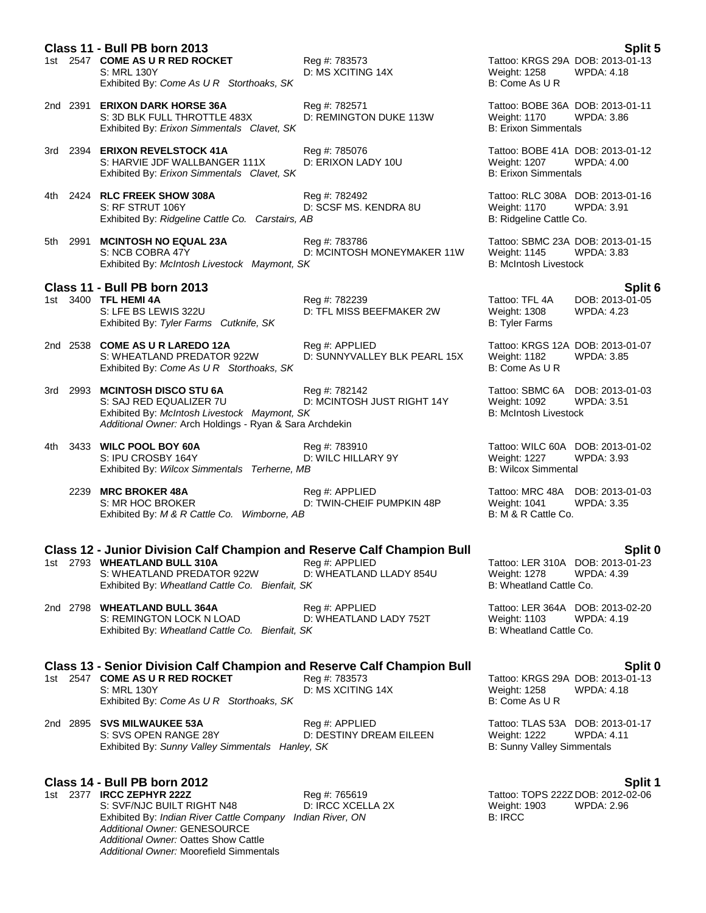## Class 11 - Bull PB born 2013 — Split 5

1st 2547 **COME AS U R RED ROCKET** — Reg #: 783573 — Tattoo: KRGS 29A DOB: 2013-01-13
S: MRL 130Y — D: MS XCITING 14X — Weight: 1258 WPDA: 4.18
Exhibited By: *Come As U R Storthoaks, SK* — B: Come As U R

2nd 2391 **ERIXON DARK HORSE 36A** — Reg #: 782571 — Tattoo: BOBE 36A DOB: 2013-01-11
S: 3D BLK FULL THROTTLE 483X — D: REMINGTON DUKE 113W — Weight: 1170 WPDA: 3.86
Exhibited By: *Erixon Simmentals Clavet, SK* — B: Erixon Simmentals

3rd 2394 **ERIXON REVELSTOCK 41A** — Reg #: 785076 — Tattoo: BOBE 41A DOB: 2013-01-12
S: HARVIE JDF WALLBANGER 111X — D: ERIXON LADY 10U — Weight: 1207 WPDA: 4.00
Exhibited By: *Erixon Simmentals Clavet, SK* — B: Erixon Simmentals

4th 2424 **RLC FREEK SHOW 308A** — Reg #: 782492 — Tattoo: RLC 308A DOB: 2013-01-16
S: RF STRUT 106Y — D: SCSF MS. KENDRA 8U — Weight: 1170 WPDA: 3.91
Exhibited By: *Ridgeline Cattle Co. Carstairs, AB* — B: Ridgeline Cattle Co.

5th 2991 **MCINTOSH NO EQUAL 23A** — Reg #: 783786 — Tattoo: SBMC 23A DOB: 2013-01-15
S: NCB COBRA 47Y — D: MCINTOSH MONEYMAKER 11W — Weight: 1145 WPDA: 3.83
Exhibited By: *McIntosh Livestock Maymont, SK* — B: McIntosh Livestock

## Class 11 - Bull PB born 2013 — Split 6

1st 3400 **TFL HEMI 4A** — Reg #: 782239 — Tattoo: TFL 4A DOB: 2013-01-05
S: LFE BS LEWIS 322U — D: TFL MISS BEEFMAKER 2W — Weight: 1308 WPDA: 4.23
Exhibited By: *Tyler Farms Cutknife, SK* — B: Tyler Farms

2nd 2538 **COME AS U R LAREDO 12A** — Reg #: APPLIED — Tattoo: KRGS 12A DOB: 2013-01-07
S: WHEATLAND PREDATOR 922W — D: SUNNYVALLEY BLK PEARL 15X — Weight: 1182 WPDA: 3.85
Exhibited By: *Come As U R Storthoaks, SK* — B: Come As U R

3rd 2993 **MCINTOSH DISCO STU 6A** — Reg #: 782142 — Tattoo: SBMC 6A DOB: 2013-01-03
S: SAJ RED EQUALIZER 7U — D: MCINTOSH JUST RIGHT 14Y — Weight: 1092 WPDA: 3.51
Exhibited By: *McIntosh Livestock Maymont, SK* — B: McIntosh Livestock
*Additional Owner:* Arch Holdings - Ryan & Sara Archdekin

4th 3433 **WILC POOL BOY 60A** — Reg #: 783910 — Tattoo: WILC 60A DOB: 2013-01-02
S: IPU CROSBY 164Y — D: WILC HILLARY 9Y — Weight: 1227 WPDA: 3.93
Exhibited By: *Wilcox Simmentals Terherne, MB* — B: Wilcox Simmental

2239 **MRC BROKER 48A** — Reg #: APPLIED — Tattoo: MRC 48A DOB: 2013-01-03
S: MR HOC BROKER — D: TWIN-CHEIF PUMPKIN 48P — Weight: 1041 WPDA: 3.35
Exhibited By: *M & R Cattle Co. Wimborne, AB* — B: M & R Cattle Co.

## Class 12 - Junior Division Calf Champion and Reserve Calf Champion Bull — Split 0

1st 2793 **WHEATLAND BULL 310A** — Reg #: APPLIED — Tattoo: LER 310A DOB: 2013-01-23
S: WHEATLAND PREDATOR 922W — D: WHEATLAND LLADY 854U — Weight: 1278 WPDA: 4.39
Exhibited By: *Wheatland Cattle Co. Bienfait, SK* — B: Wheatland Cattle Co.

2nd 2798 **WHEATLAND BULL 364A** — Reg #: APPLIED — Tattoo: LER 364A DOB: 2013-02-20
S: REMINGTON LOCK N LOAD — D: WHEATLAND LADY 752T — Weight: 1103 WPDA: 4.19
Exhibited By: *Wheatland Cattle Co. Bienfait, SK* — B: Wheatland Cattle Co.

## Class 13 - Senior Division Calf Champion and Reserve Calf Champion Bull — Split 0

1st 2547 **COME AS U R RED ROCKET** — Reg #: 783573 — Tattoo: KRGS 29A DOB: 2013-01-13
S: MRL 130Y — D: MS XCITING 14X — Weight: 1258 WPDA: 4.18
Exhibited By: *Come As U R Storthoaks, SK* — B: Come As U R

2nd 2895 **SVS MILWAUKEE 53A** — Reg #: APPLIED — Tattoo: TLAS 53A DOB: 2013-01-17
S: SVS OPEN RANGE 28Y — D: DESTINY DREAM EILEEN — Weight: 1222 WPDA: 4.11
Exhibited By: *Sunny Valley Simmentals Hanley, SK* — B: Sunny Valley Simmentals

## Class 14 - Bull PB born 2012 — Split 1

1st 2377 **IRCC ZEPHYR 222Z** — Reg #: 765619 — Tattoo: TOPS 222Z DOB: 2012-02-06
S: SVF/NJC BUILT RIGHT N48 — D: IRCC XCELLA 2X — Weight: 1903 WPDA: 2.96
Exhibited By: *Indian River Cattle Company Indian River, ON* — B: IRCC
*Additional Owner:* GENESOURCE
*Additional Owner:* Oattes Show Cattle
*Additional Owner:* Moorefield Simmentals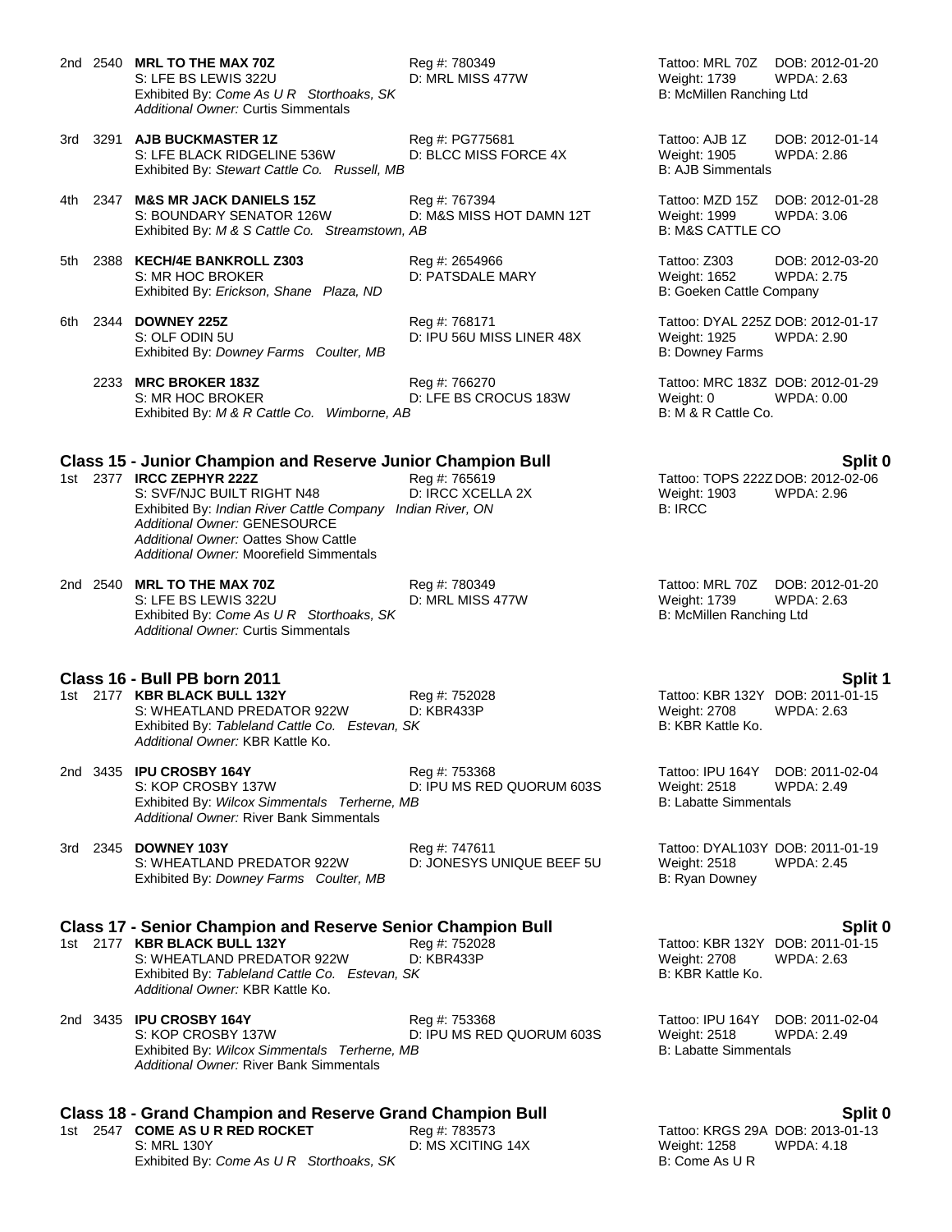2nd 2540 **MRL TO THE MAX 70Z** Reg #: 780349 Tattoo: MRL 70Z DOB: 2012-01-20
S: LFE BS LEWIS 322U D: MRL MISS 477W Weight: 1739 WPDA: 2.63
Exhibited By: *Come As U R Storthoaks, SK* B: McMillen Ranching Ltd
*Additional Owner:* Curtis Simmentals

3rd 3291 **AJB BUCKMASTER 1Z** Reg #: PG775681 Tattoo: AJB 1Z DOB: 2012-01-14
S: LFE BLACK RIDGELINE 536W D: BLCC MISS FORCE 4X Weight: 1905 WPDA: 2.86
Exhibited By: *Stewart Cattle Co. Russell, MB* B: AJB Simmentals

4th 2347 **M&S MR JACK DANIELS 15Z** Reg #: 767394 Tattoo: MZD 15Z DOB: 2012-01-28
S: BOUNDARY SENATOR 126W D: M&S MISS HOT DAMN 12T Weight: 1999 WPDA: 3.06
Exhibited By: *M & S Cattle Co. Streamstown, AB* B: M&S CATTLE CO

5th 2388 **KECH/4E BANKROLL Z303** Reg #: 2654966 Tattoo: Z303 DOB: 2012-03-20
S: MR HOC BROKER D: PATSDALE MARY Weight: 1652 WPDA: 2.75
Exhibited By: *Erickson, Shane Plaza, ND* B: Goeken Cattle Company

6th 2344 **DOWNEY 225Z** Reg #: 768171 Tattoo: DYAL 225Z DOB: 2012-01-17
S: OLF ODIN 5U D: IPU 56U MISS LINER 48X Weight: 1925 WPDA: 2.90
Exhibited By: *Downey Farms Coulter, MB* B: Downey Farms

2233 **MRC BROKER 183Z** Reg #: 766270 Tattoo: MRC 183Z DOB: 2012-01-29
S: MR HOC BROKER D: LFE BS CROCUS 183W Weight: 0 WPDA: 0.00
Exhibited By: *M & R Cattle Co. Wimborne, AB* B: M & R Cattle Co.

## Class 15 - Junior Champion and Reserve Junior Champion Bull — Split 0

1st 2377 **IRCC ZEPHYR 222Z** Reg #: 765619 Tattoo: TOPS 222Z DOB: 2012-02-06
S: SVF/NJC BUILT RIGHT N48 D: IRCC XCELLA 2X Weight: 1903 WPDA: 2.96
Exhibited By: *Indian River Cattle Company Indian River, ON* B: IRCC
*Additional Owner:* GENESOURCE
*Additional Owner:* Oattes Show Cattle
*Additional Owner:* Moorefield Simmentals

2nd 2540 **MRL TO THE MAX 70Z** Reg #: 780349 Tattoo: MRL 70Z DOB: 2012-01-20
S: LFE BS LEWIS 322U D: MRL MISS 477W Weight: 1739 WPDA: 2.63
Exhibited By: *Come As U R Storthoaks, SK* B: McMillen Ranching Ltd
*Additional Owner:* Curtis Simmentals

## Class 16 - Bull PB born 2011 — Split 1

1st 2177 **KBR BLACK BULL 132Y** Reg #: 752028 Tattoo: KBR 132Y DOB: 2011-01-15
S: WHEATLAND PREDATOR 922W D: KBR433P Weight: 2708 WPDA: 2.63
Exhibited By: *Tableland Cattle Co. Estevan, SK* B: KBR Kattle Ko.
*Additional Owner:* KBR Kattle Ko.

2nd 3435 **IPU CROSBY 164Y** Reg #: 753368 Tattoo: IPU 164Y DOB: 2011-02-04
S: KOP CROSBY 137W D: IPU MS RED QUORUM 603S Weight: 2518 WPDA: 2.49
Exhibited By: *Wilcox Simmentals Terherne, MB* B: Labatte Simmentals
*Additional Owner:* River Bank Simmentals

3rd 2345 **DOWNEY 103Y** Reg #: 747611 Tattoo: DYAL103Y DOB: 2011-01-19
S: WHEATLAND PREDATOR 922W D: JONESYS UNIQUE BEEF 5U Weight: 2518 WPDA: 2.45
Exhibited By: *Downey Farms Coulter, MB* B: Ryan Downey

## Class 17 - Senior Champion and Reserve Senior Champion Bull — Split 0

1st 2177 **KBR BLACK BULL 132Y** Reg #: 752028 Tattoo: KBR 132Y DOB: 2011-01-15
S: WHEATLAND PREDATOR 922W D: KBR433P Weight: 2708 WPDA: 2.63
Exhibited By: *Tableland Cattle Co. Estevan, SK* B: KBR Kattle Ko.
*Additional Owner:* KBR Kattle Ko.

2nd 3435 **IPU CROSBY 164Y** Reg #: 753368 Tattoo: IPU 164Y DOB: 2011-02-04
S: KOP CROSBY 137W D: IPU MS RED QUORUM 603S Weight: 2518 WPDA: 2.49
Exhibited By: *Wilcox Simmentals Terherne, MB* B: Labatte Simmentals
*Additional Owner:* River Bank Simmentals

## Class 18 - Grand Champion and Reserve Grand Champion Bull — Split 0

1st 2547 **COME AS U R RED ROCKET** Reg #: 783573 Tattoo: KRGS 29A DOB: 2013-01-13
S: MRL 130Y D: MS XCITING 14X Weight: 1258 WPDA: 4.18
Exhibited By: *Come As U R Storthoaks, SK* B: Come As U R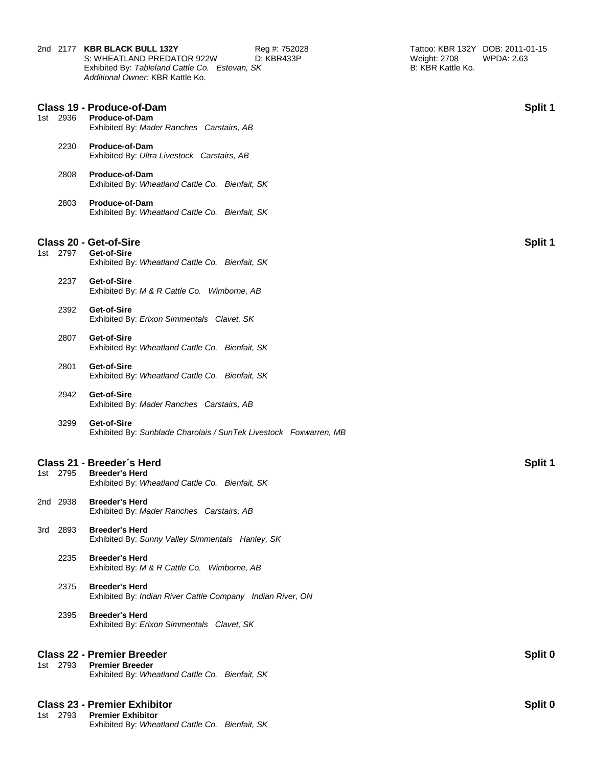2nd 2177 **KBR BLACK BULL 132Y** Reg #: 752028 Tattoo: KBR 132Y DOB: 2011-01-15
S: WHEATLAND PREDATOR 922W D: KBR433P Weight: 2708 WPDA: 2.63
Exhibited By: *Tableland Cattle Co. Estevan, SK* B: KBR Kattle Ko.
*Additional Owner:* KBR Kattle Ko.

### Class 19 - Produce-of-Dam — Split 1

1st 2936 **Produce-of-Dam**
Exhibited By: *Mader Ranches Carstairs, AB*

2230 **Produce-of-Dam**
Exhibited By: *Ultra Livestock Carstairs, AB*

2808 **Produce-of-Dam**
Exhibited By: *Wheatland Cattle Co. Bienfait, SK*

2803 **Produce-of-Dam**
Exhibited By: *Wheatland Cattle Co. Bienfait, SK*

### Class 20 - Get-of-Sire — Split 1

1st 2797 **Get-of-Sire**
Exhibited By: *Wheatland Cattle Co. Bienfait, SK*

2237 **Get-of-Sire**
Exhibited By: *M & R Cattle Co. Wimborne, AB*

2392 **Get-of-Sire**
Exhibited By: *Erixon Simmentals Clavet, SK*

2807 **Get-of-Sire**
Exhibited By: *Wheatland Cattle Co. Bienfait, SK*

2801 **Get-of-Sire**
Exhibited By: *Wheatland Cattle Co. Bienfait, SK*

2942 **Get-of-Sire**
Exhibited By: *Mader Ranches Carstairs, AB*

3299 **Get-of-Sire**
Exhibited By: *Sunblade Charolais / SunTek Livestock Foxwarren, MB*

### Class 21 - Breeder´s Herd — Split 1

1st 2795 **Breeder's Herd**
Exhibited By: *Wheatland Cattle Co. Bienfait, SK*

2nd 2938 **Breeder's Herd**
Exhibited By: *Mader Ranches Carstairs, AB*

3rd 2893 **Breeder's Herd**
Exhibited By: *Sunny Valley Simmentals Hanley, SK*

2235 **Breeder's Herd**
Exhibited By: *M & R Cattle Co. Wimborne, AB*

2375 **Breeder's Herd**
Exhibited By: *Indian River Cattle Company Indian River, ON*

2395 **Breeder's Herd**
Exhibited By: *Erixon Simmentals Clavet, SK*

### Class 22 - Premier Breeder — Split 0

1st 2793 **Premier Breeder**
Exhibited By: *Wheatland Cattle Co. Bienfait, SK*

### Class 23 - Premier Exhibitor — Split 0

1st 2793 **Premier Exhibitor**
Exhibited By: *Wheatland Cattle Co. Bienfait, SK*